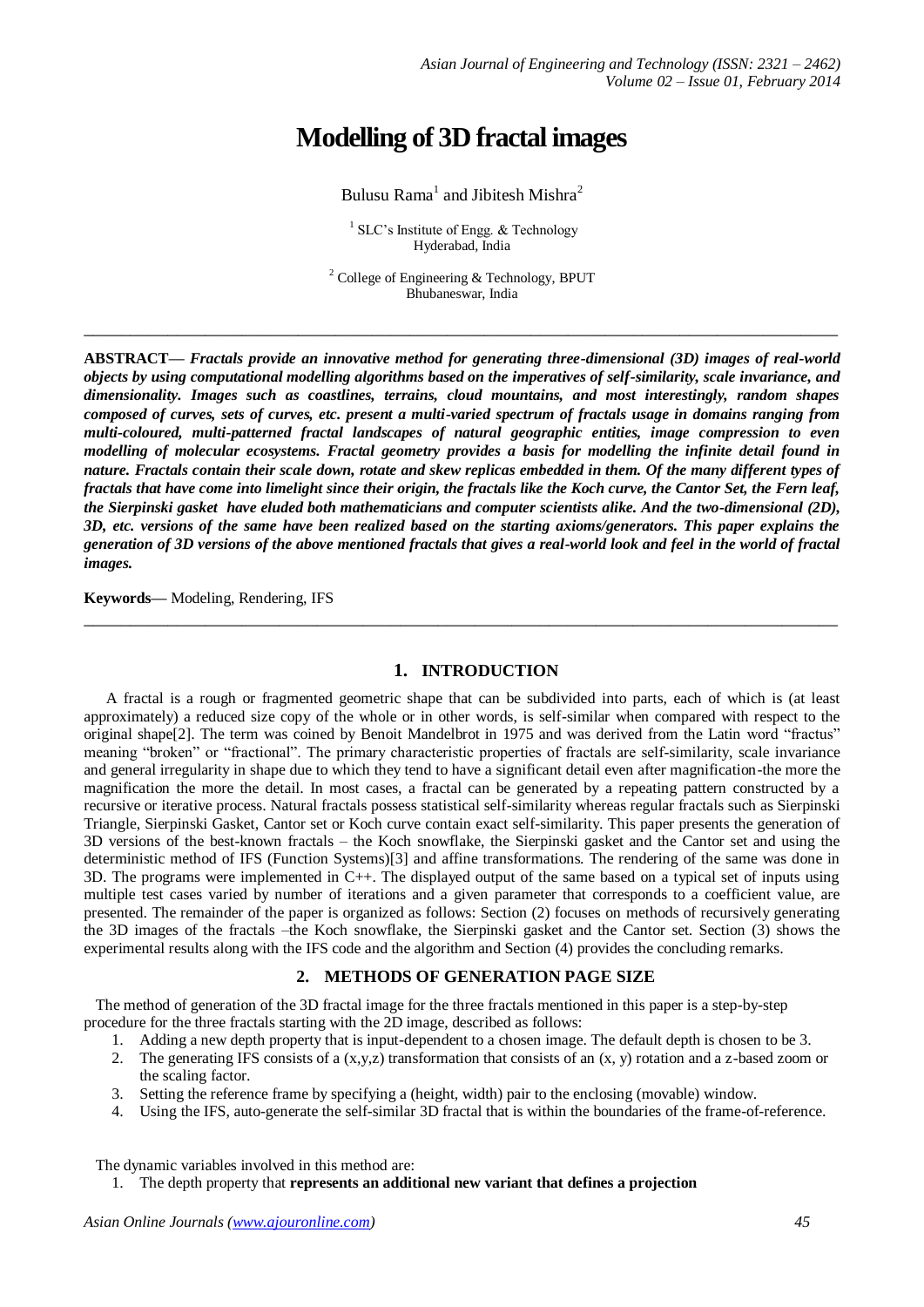# Modelling of 3D fractal images

Bulusu Rama[1] and Jibitesh Mishra[2]

[1] SLC's Institute of Engg. & Technology
Hyderabad, India

[2] College of Engineering & Technology, BPUT
Bhubaneswar, India

---

**ABSTRACT—** ***Fractals provide an innovative method for generating three-dimensional (3D) images of real-world objects by using computational modelling algorithms based on the imperatives of self-similarity, scale invariance, and dimensionality. Images such as coastlines, terrains, cloud mountains, and most interestingly, random shapes composed of curves, sets of curves, etc. present a multi-varied spectrum of fractals usage in domains ranging from multi-coloured, multi-patterned fractal landscapes of natural geographic entities, image compression to even modelling of molecular ecosystems. Fractal geometry provides a basis for modelling the infinite detail found in nature. Fractals contain their scale down, rotate and skew replicas embedded in them. Of the many different types of fractals that have come into limelight since their origin, the fractals like the Koch curve, the Cantor Set, the Fern leaf, the Sierpinski gasket have eluded both mathematicians and computer scientists alike. And the two-dimensional (2D), 3D, etc. versions of the same have been realized based on the starting axioms/generators. This paper explains the generation of 3D versions of the above mentioned fractals that gives a real-world look and feel in the world of fractal images.***

**Keywords—** Modeling, Rendering, IFS

---

## 1. INTRODUCTION

A fractal is a rough or fragmented geometric shape that can be subdivided into parts, each of which is (at least approximately) a reduced size copy of the whole or in other words, is self-similar when compared with respect to the original shape[2]. The term was coined by Benoit Mandelbrot in 1975 and was derived from the Latin word "fractus" meaning "broken" or "fractional". The primary characteristic properties of fractals are self-similarity, scale invariance and general irregularity in shape due to which they tend to have a significant detail even after magnification-the more the magnification the more the detail. In most cases, a fractal can be generated by a repeating pattern constructed by a recursive or iterative process. Natural fractals possess statistical self-similarity whereas regular fractals such as Sierpinski Triangle, Sierpinski Gasket, Cantor set or Koch curve contain exact self-similarity. This paper presents the generation of 3D versions of the best-known fractals – the Koch snowflake, the Sierpinski gasket and the Cantor set and using the deterministic method of IFS (Function Systems)[3] and affine transformations. The rendering of the same was done in 3D. The programs were implemented in C++. The displayed output of the same based on a typical set of inputs using multiple test cases varied by number of iterations and a given parameter that corresponds to a coefficient value, are presented. The remainder of the paper is organized as follows: Section (2) focuses on methods of recursively generating the 3D images of the fractals –the Koch snowflake, the Sierpinski gasket and the Cantor set. Section (3) shows the experimental results along with the IFS code and the algorithm and Section (4) provides the concluding remarks.

## 2. METHODS OF GENERATION PAGE SIZE

The method of generation of the 3D fractal image for the three fractals mentioned in this paper is a step-by-step procedure for the three fractals starting with the 2D image, described as follows:

1. Adding a new depth property that is input-dependent to a chosen image. The default depth is chosen to be 3.
2. The generating IFS consists of a (x,y,z) transformation that consists of an (x, y) rotation and a z-based zoom or the scaling factor.
3. Setting the reference frame by specifying a (height, width) pair to the enclosing (movable) window.
4. Using the IFS, auto-generate the self-similar 3D fractal that is within the boundaries of the frame-of-reference.

The dynamic variables involved in this method are:

1. The depth property that **represents an additional new variant that defines a projection**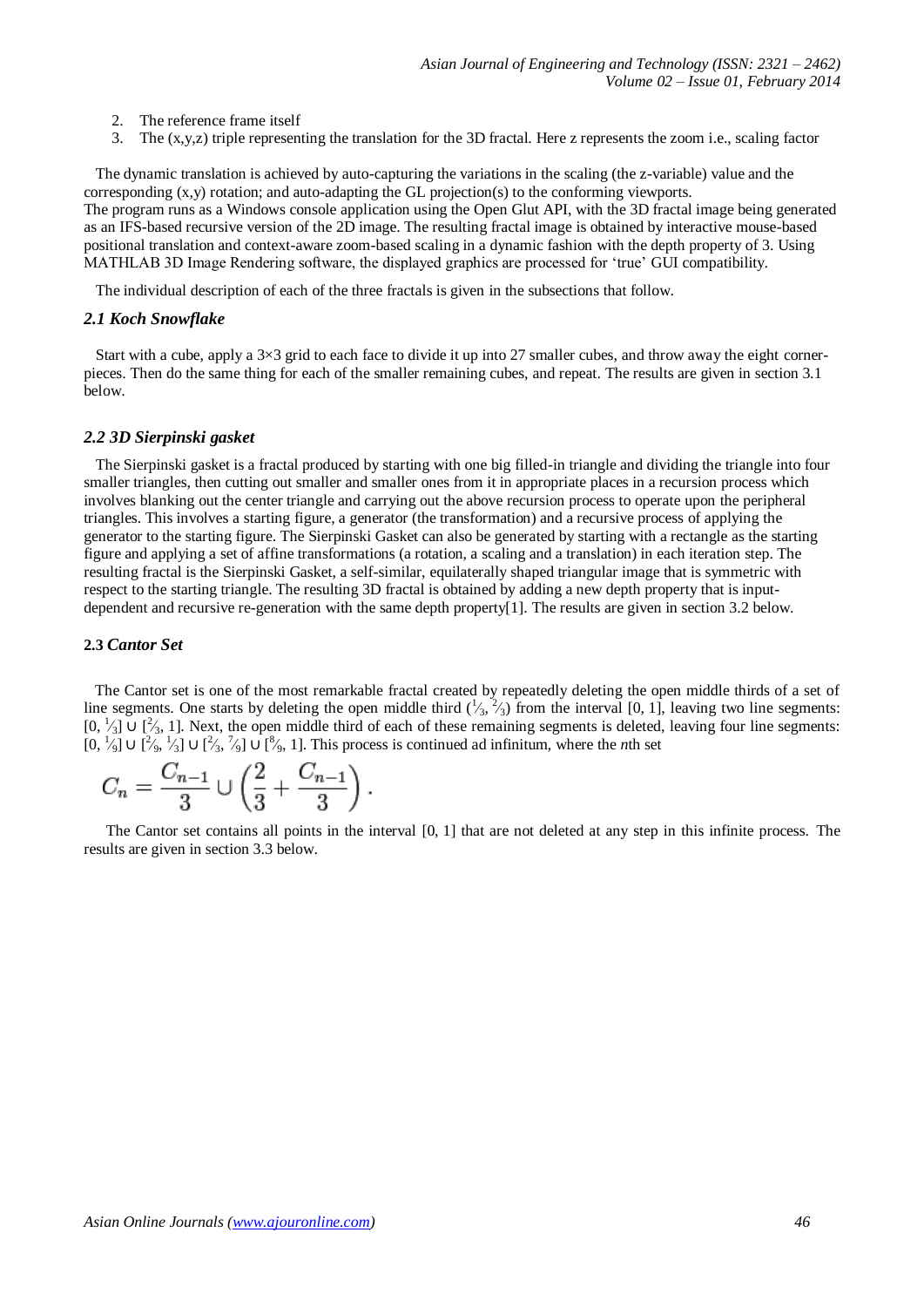2. The reference frame itself
3. The (x,y,z) triple representing the translation for the 3D fractal. Here z represents the zoom i.e., scaling factor

The dynamic translation is achieved by auto-capturing the variations in the scaling (the z-variable) value and the corresponding (x,y) rotation; and auto-adapting the GL projection(s) to the conforming viewports.
The program runs as a Windows console application using the Open Glut API, with the 3D fractal image being generated as an IFS-based recursive version of the 2D image. The resulting fractal image is obtained by interactive mouse-based positional translation and context-aware zoom-based scaling in a dynamic fashion with the depth property of 3. Using MATHLAB 3D Image Rendering software, the displayed graphics are processed for 'true' GUI compatibility.

The individual description of each of the three fractals is given in the subsections that follow.

### *2.1 Koch Snowflake*

Start with a cube, apply a 3×3 grid to each face to divide it up into 27 smaller cubes, and throw away the eight corner-pieces. Then do the same thing for each of the smaller remaining cubes, and repeat. The results are given in section 3.1 below.

### *2.2 3D Sierpinski gasket*

The Sierpinski gasket is a fractal produced by starting with one big filled-in triangle and dividing the triangle into four smaller triangles, then cutting out smaller and smaller ones from it in appropriate places in a recursion process which involves blanking out the center triangle and carrying out the above recursion process to operate upon the peripheral triangles. This involves a starting figure, a generator (the transformation) and a recursive process of applying the generator to the starting figure. The Sierpinski Gasket can also be generated by starting with a rectangle as the starting figure and applying a set of affine transformations (a rotation, a scaling and a translation) in each iteration step. The resulting fractal is the Sierpinski Gasket, a self-similar, equilaterally shaped triangular image that is symmetric with respect to the starting triangle. The resulting 3D fractal is obtained by adding a new depth property that is input-dependent and recursive re-generation with the same depth property[1]. The results are given in section 3.2 below.

### **2.3** *Cantor Set*

The Cantor set is one of the most remarkable fractal created by repeatedly deleting the open middle thirds of a set of line segments. One starts by deleting the open middle third $(\frac{1}{3}, \frac{2}{3})$ from the interval [0, 1], leaving two line segments: $[0, \frac{1}{3}] \cup [\frac{2}{3}, 1]$. Next, the open middle third of each of these remaining segments is deleted, leaving four line segments: $[0, \frac{1}{9}] \cup [\frac{2}{9}, \frac{1}{3}] \cup [\frac{2}{3}, \frac{7}{9}] \cup [\frac{8}{9}, 1]$. This process is continued ad infinitum, where the *n*th set

$$C_n = \frac{C_{n-1}}{3} \cup \left(\frac{2}{3} + \frac{C_{n-1}}{3}\right).$$

The Cantor set contains all points in the interval [0, 1] that are not deleted at any step in this infinite process. The results are given in section 3.3 below.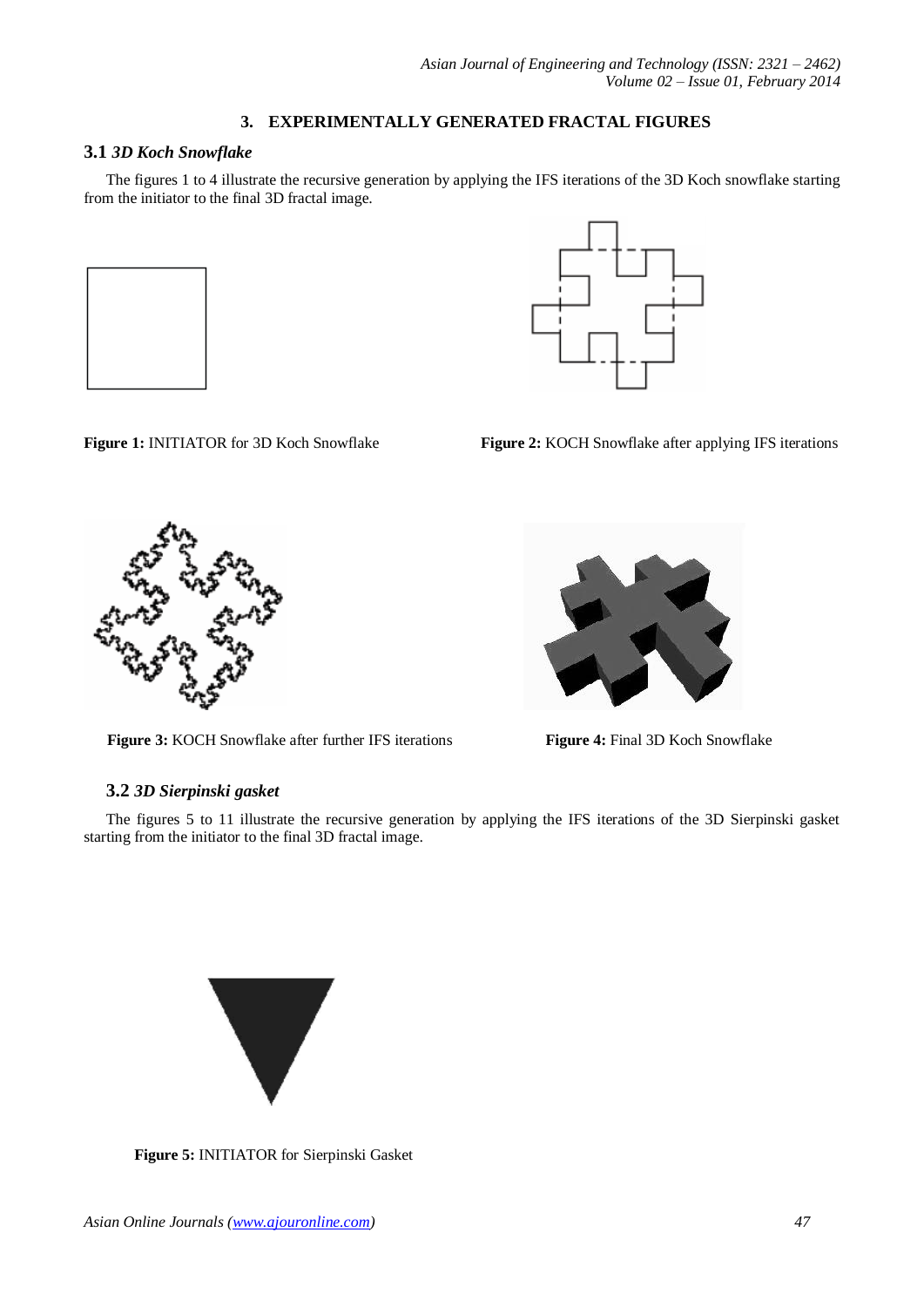## 3. EXPERIMENTALLY GENERATED FRACTAL FIGURES

### 3.1 *3D Koch Snowflake*

The figures 1 to 4 illustrate the recursive generation by applying the IFS iterations of the 3D Koch snowflake starting from the initiator to the final 3D fractal image.

**Figure 1:** INITIATOR for 3D Koch Snowflake

**Figure 2:** KOCH Snowflake after applying IFS iterations

**Figure 3:** KOCH Snowflake after further IFS iterations

**Figure 4:** Final 3D Koch Snowflake

### 3.2 *3D Sierpinski gasket*

The figures 5 to 11 illustrate the recursive generation by applying the IFS iterations of the 3D Sierpinski gasket starting from the initiator to the final 3D fractal image.

**Figure 5:** INITIATOR for Sierpinski Gasket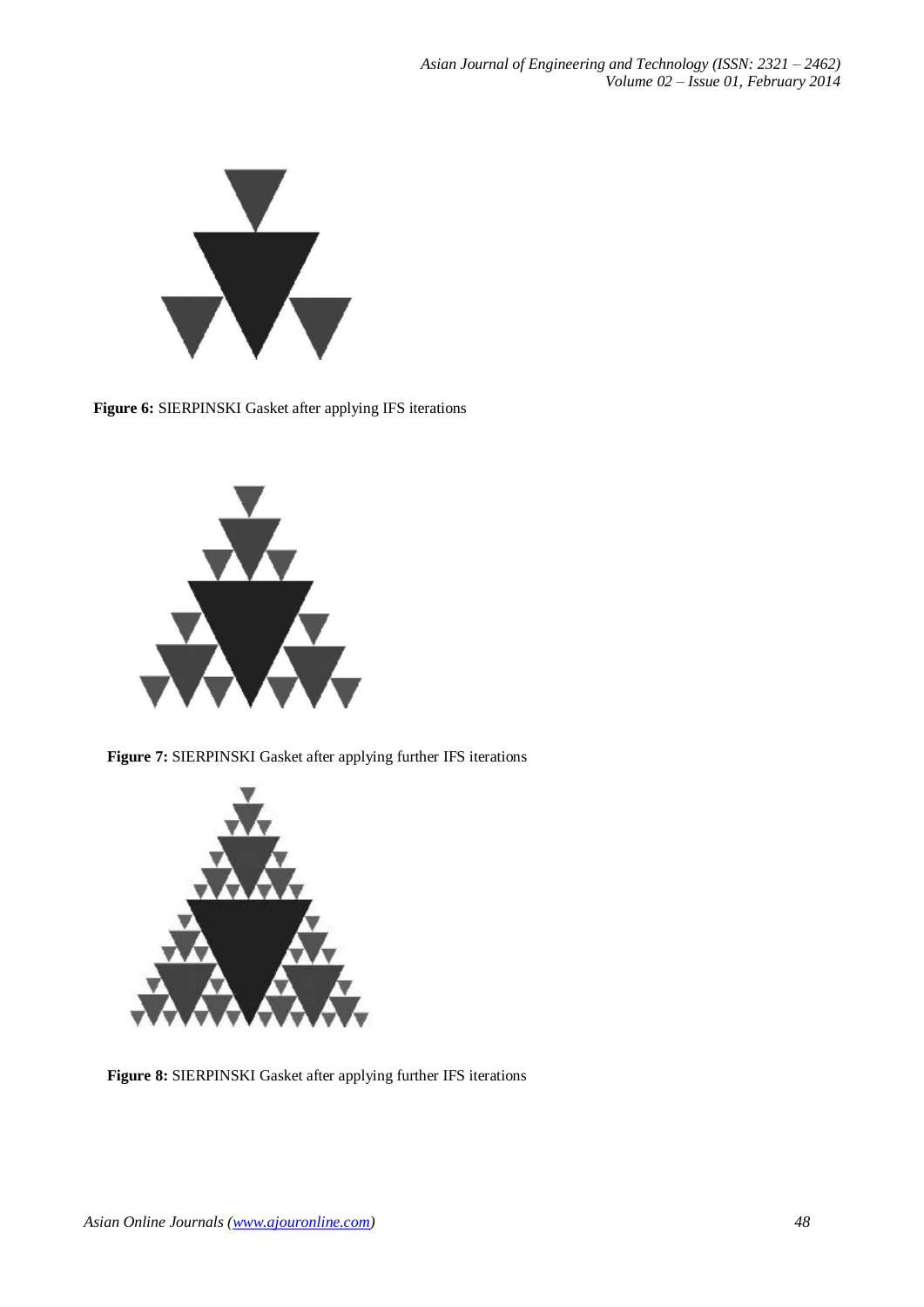**Figure 6:** SIERPINSKI Gasket after applying IFS iterations

**Figure 7:** SIERPINSKI Gasket after applying further IFS iterations

**Figure 8:** SIERPINSKI Gasket after applying further IFS iterations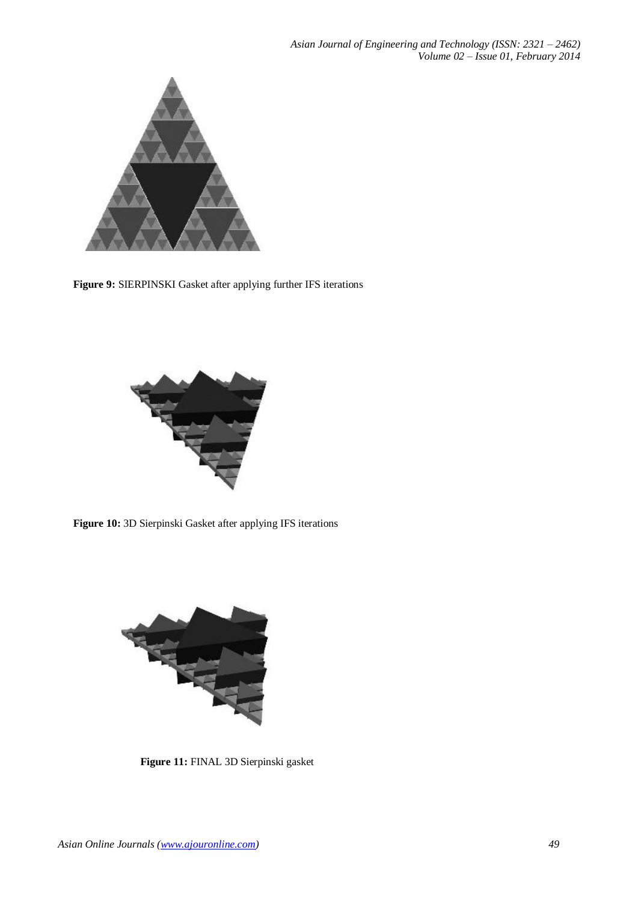**Figure 9:** SIERPINSKI Gasket after applying further IFS iterations

**Figure 10:** 3D Sierpinski Gasket after applying IFS iterations

**Figure 11:** FINAL 3D Sierpinski gasket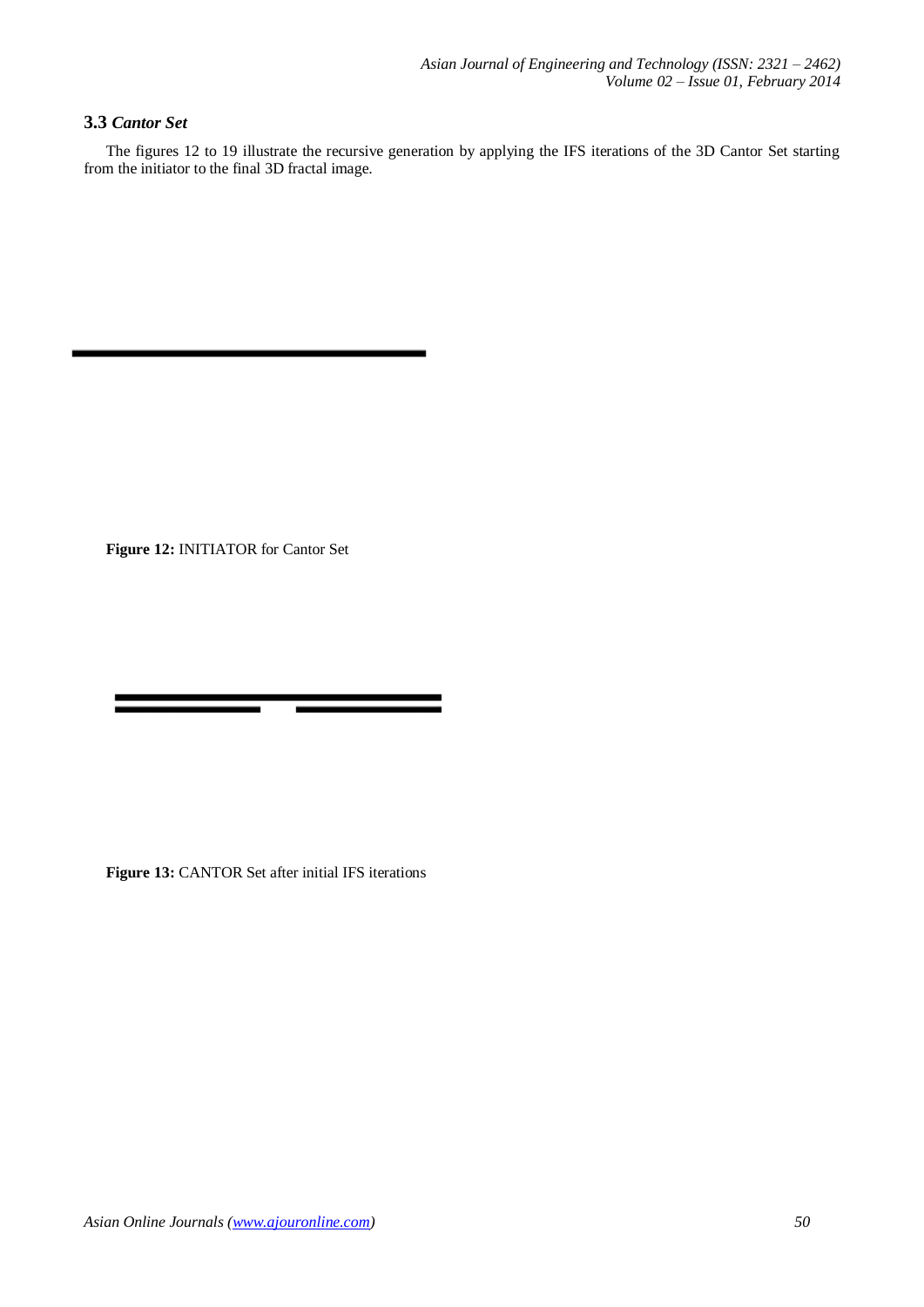### 3.3 *Cantor Set*

The figures 12 to 19 illustrate the recursive generation by applying the IFS iterations of the 3D Cantor Set starting from the initiator to the final 3D fractal image.

**Figure 12:** INITIATOR for Cantor Set

**Figure 13:** CANTOR Set after initial IFS iterations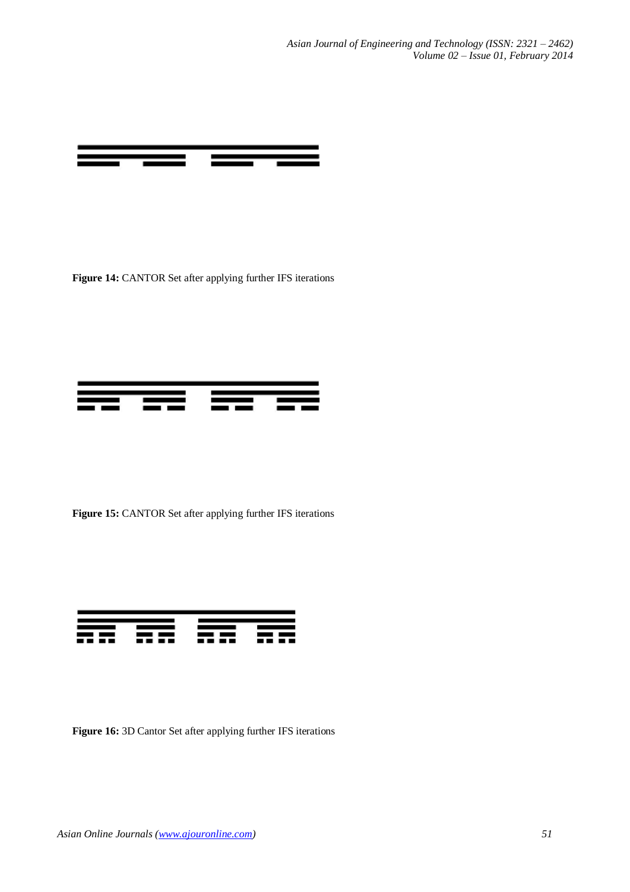**Figure 14:** CANTOR Set after applying further IFS iterations

**Figure 15:** CANTOR Set after applying further IFS iterations

**Figure 16:** 3D Cantor Set after applying further IFS iterations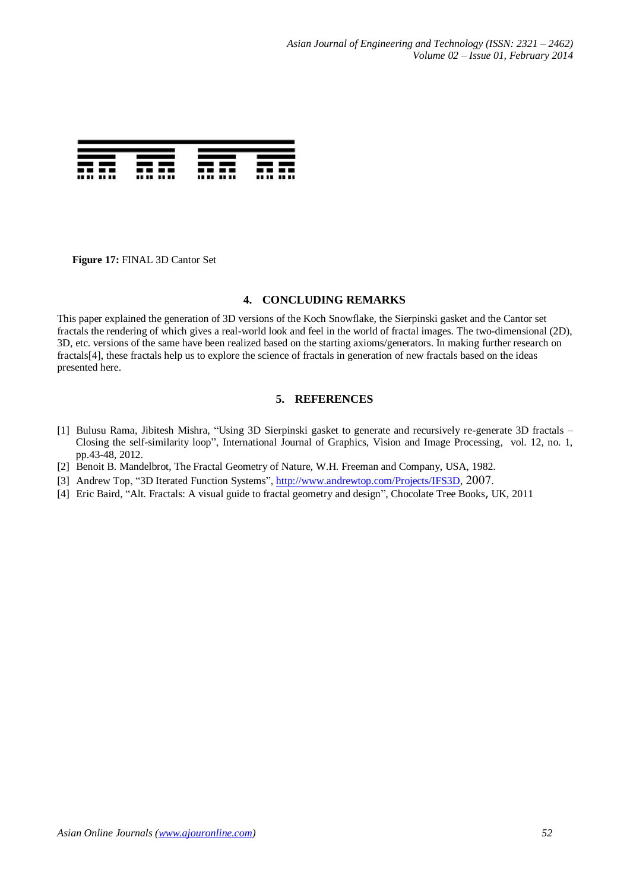**Figure 17:** FINAL 3D Cantor Set

## 4. CONCLUDING REMARKS

This paper explained the generation of 3D versions of the Koch Snowflake, the Sierpinski gasket and the Cantor set fractals the rendering of which gives a real-world look and feel in the world of fractal images. The two-dimensional (2D), 3D, etc. versions of the same have been realized based on the starting axioms/generators. In making further research on fractals[4], these fractals help us to explore the science of fractals in generation of new fractals based on the ideas presented here.

## 5. REFERENCES

[1] Bulusu Rama, Jibitesh Mishra, "Using 3D Sierpinski gasket to generate and recursively re-generate 3D fractals – Closing the self-similarity loop", International Journal of Graphics, Vision and Image Processing, vol. 12, no. 1, pp.43-48, 2012.

[2] Benoit B. Mandelbrot, The Fractal Geometry of Nature, W.H. Freeman and Company, USA, 1982.

[3] Andrew Top, "3D Iterated Function Systems", http://www.andrewtop.com/Projects/IFS3D, 2007.

[4] Eric Baird, "Alt. Fractals: A visual guide to fractal geometry and design", Chocolate Tree Books, UK, 2011